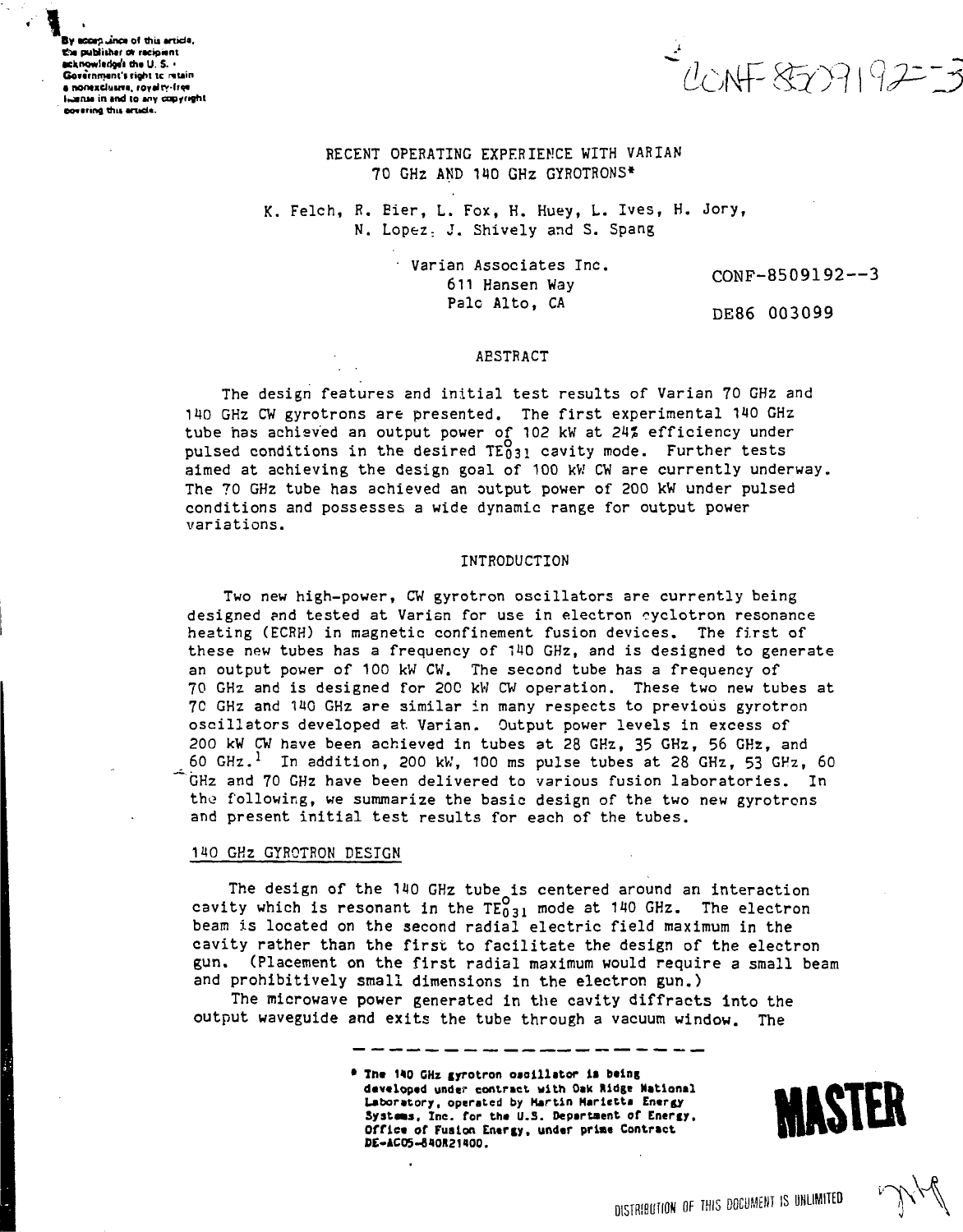By acceptance of this article, the publisher or recipient acknowledges the U. S. Government's right to retain a nonexclusive, royalty-free license in and to any copyright covering this article.

CONF-8509192-3

# RECENT OPERATING EXPERIENCE WITH VARIAN 70 GHz AND 140 GHz GYROTRONS*

K. Felch, R. Bier, L. Fox, H. Huey, L. Ives, H. Jory, N. Lopez, J. Shively and S. Spang

Varian Associates Inc.
611 Hansen Way
Palo Alto, CA

CONF-8509192--3

DE86 003099

## ABSTRACT

The design features and initial test results of Varian 70 GHz and 140 GHz CW gyrotrons are presented. The first experimental 140 GHz tube has achieved an output power of 102 kW at 24% efficiency under pulsed conditions in the desired $TE^{o}_{031}$ cavity mode. Further tests aimed at achieving the design goal of 100 kW CW are currently underway. The 70 GHz tube has achieved an output power of 200 kW under pulsed conditions and possesses a wide dynamic range for output power variations.

## INTRODUCTION

Two new high-power, CW gyrotron oscillators are currently being designed and tested at Varian for use in electron cyclotron resonance heating (ECRH) in magnetic confinement fusion devices. The first of these new tubes has a frequency of 140 GHz, and is designed to generate an output power of 100 kW CW. The second tube has a frequency of 70 GHz and is designed for 200 kW CW operation. These two new tubes at 70 GHz and 140 GHz are similar in many respects to previous gyrotron oscillators developed at Varian. Output power levels in excess of 200 kW CW have been achieved in tubes at 28 GHz, 35 GHz, 56 GHz, and 60 GHz.[1] In addition, 200 kW, 100 ms pulse tubes at 28 GHz, 53 GHz, 60 GHz and 70 GHz have been delivered to various fusion laboratories. In the following, we summarize the basic design of the two new gyrotrons and present initial test results for each of the tubes.

## 140 GHz GYROTRON DESIGN

The design of the 140 GHz tube is centered around an interaction cavity which is resonant in the $TE^{o}_{031}$ mode at 140 GHz. The electron beam is located on the second radial electric field maximum in the cavity rather than the first to facilitate the design of the electron gun. (Placement on the first radial maximum would require a small beam and prohibitively small dimensions in the electron gun.)

The microwave power generated in the cavity diffracts into the output waveguide and exits the tube through a vacuum window. The

---

* The 140 GHz gyrotron oscillator is being developed under contract with Oak Ridge National Laboratory, operated by Martin Marietta Energy Systems, Inc. for the U.S. Department of Energy, Office of Fusion Energy, under prime Contract DE-AC05-84OR21400.

MASTER

DISTRIBUTION OF THIS DOCUMENT IS UNLIMITED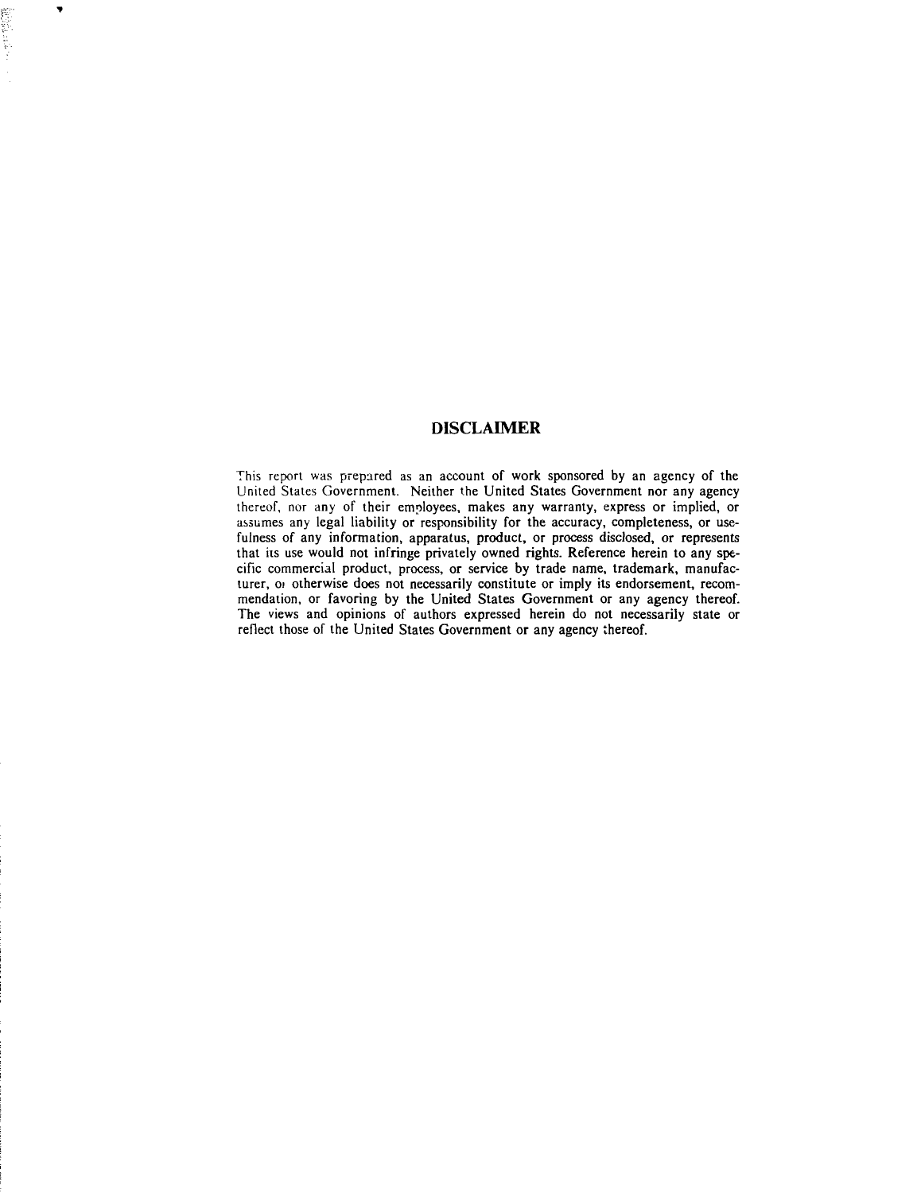## DISCLAIMER

This report was prepared as an account of work sponsored by an agency of the United States Government. Neither the United States Government nor any agency thereof, nor any of their employees, makes any warranty, express or implied, or assumes any legal liability or responsibility for the accuracy, completeness, or usefulness of any information, apparatus, product, or process disclosed, or represents that its use would not infringe privately owned rights. Reference herein to any specific commercial product, process, or service by trade name, trademark, manufacturer, or otherwise does not necessarily constitute or imply its endorsement, recommendation, or favoring by the United States Government or any agency thereof. The views and opinions of authors expressed herein do not necessarily state or reflect those of the United States Government or any agency thereof.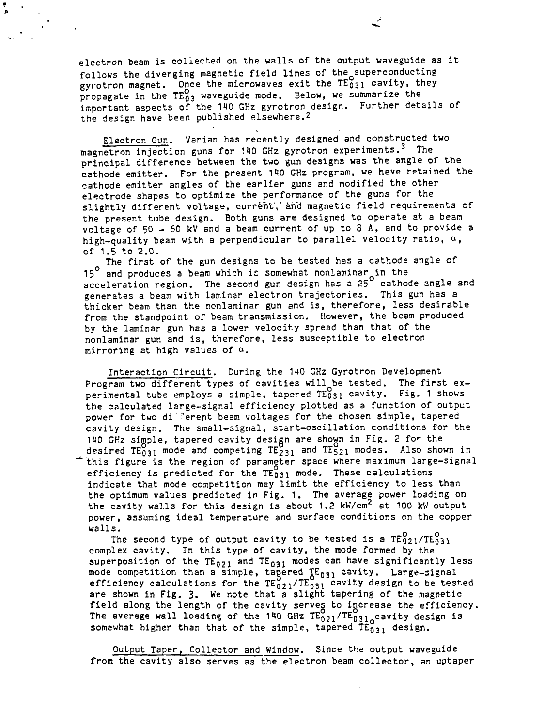electron beam is collected on the walls of the output waveguide as it follows the diverging magnetic field lines of the superconducting gyrotron magnet. Once the microwaves exit the $TE^o_{031}$ cavity, they propagate in the $TE^o_{03}$ waveguide mode. Below, we summarize the important aspects of the 140 GHz gyrotron design. Further details of the design have been published elsewhere.[2]

Electron Gun. Varian has recently designed and constructed two magnetron injection guns for 140 GHz gyrotron experiments.[3] The principal difference between the two gun designs was the angle of the cathode emitter. For the present 140 GHz program, we have retained the cathode emitter angles of the earlier guns and modified the other electrode shapes to optimize the performance of the guns for the slightly different voltage, current, and magnetic field requirements of the present tube design. Both guns are designed to operate at a beam voltage of 50 - 60 kV and a beam current of up to 8 A, and to provide a high-quality beam with a perpendicular to parallel velocity ratio, $\alpha$, of 1.5 to 2.0.

The first of the gun designs to be tested has a cathode angle of $15^o$ and produces a beam which is somewhat nonlaminar in the acceleration region. The second gun design has a $25^o$ cathode angle and generates a beam with laminar electron trajectories. This gun has a thicker beam than the nonlaminar gun and is, therefore, less desirable from the standpoint of beam transmission. However, the beam produced by the laminar gun has a lower velocity spread than that of the nonlaminar gun and is, therefore, less susceptible to electron mirroring at high values of $\alpha$.

Interaction Circuit. During the 140 GHz Gyrotron Development Program two different types of cavities will be tested. The first experimental tube employs a simple, tapered $TE^o_{031}$ cavity. Fig. 1 shows the calculated large-signal efficiency plotted as a function of output power for two different beam voltages for the chosen simple, tapered cavity design. The small-signal, start-oscillation conditions for the 140 GHz simple, tapered cavity design are shown in Fig. 2 for the desired $TE^o_{031}$ mode and competing $TE^o_{231}$ and $TE^o_{521}$ modes. Also shown in this figure is the region of parameter space where maximum large-signal efficiency is predicted for the $TE^o_{031}$ mode. These calculations indicate that mode competition may limit the efficiency to less than the optimum values predicted in Fig. 1. The average power loading on the cavity walls for this design is about 1.2 kW/cm$^2$ at 100 kW output power, assuming ideal temperature and surface conditions on the copper walls.

The second type of output cavity to be tested is a $TE^o_{021}/TE^o_{031}$ complex cavity. In this type of cavity, the mode formed by the superposition of the $TE_{021}$ and $TE_{031}$ modes can have significantly less mode competition than a simple, tapered $TE^o_{031}$ cavity. Large-signal efficiency calculations for the $TE^o_{021}/TE^o_{031}$ cavity design to be tested are shown in Fig. 3. We note that a slight tapering of the magnetic field along the length of the cavity serves to increase the efficiency. The average wall loading of the 140 GHz $TE^o_{021}/TE^o_{031}$ cavity design is somewhat higher than that of the simple, tapered $TE^o_{031}$ design.

Output Taper, Collector and Window. Since the output waveguide from the cavity also serves as the electron beam collector, an uptaper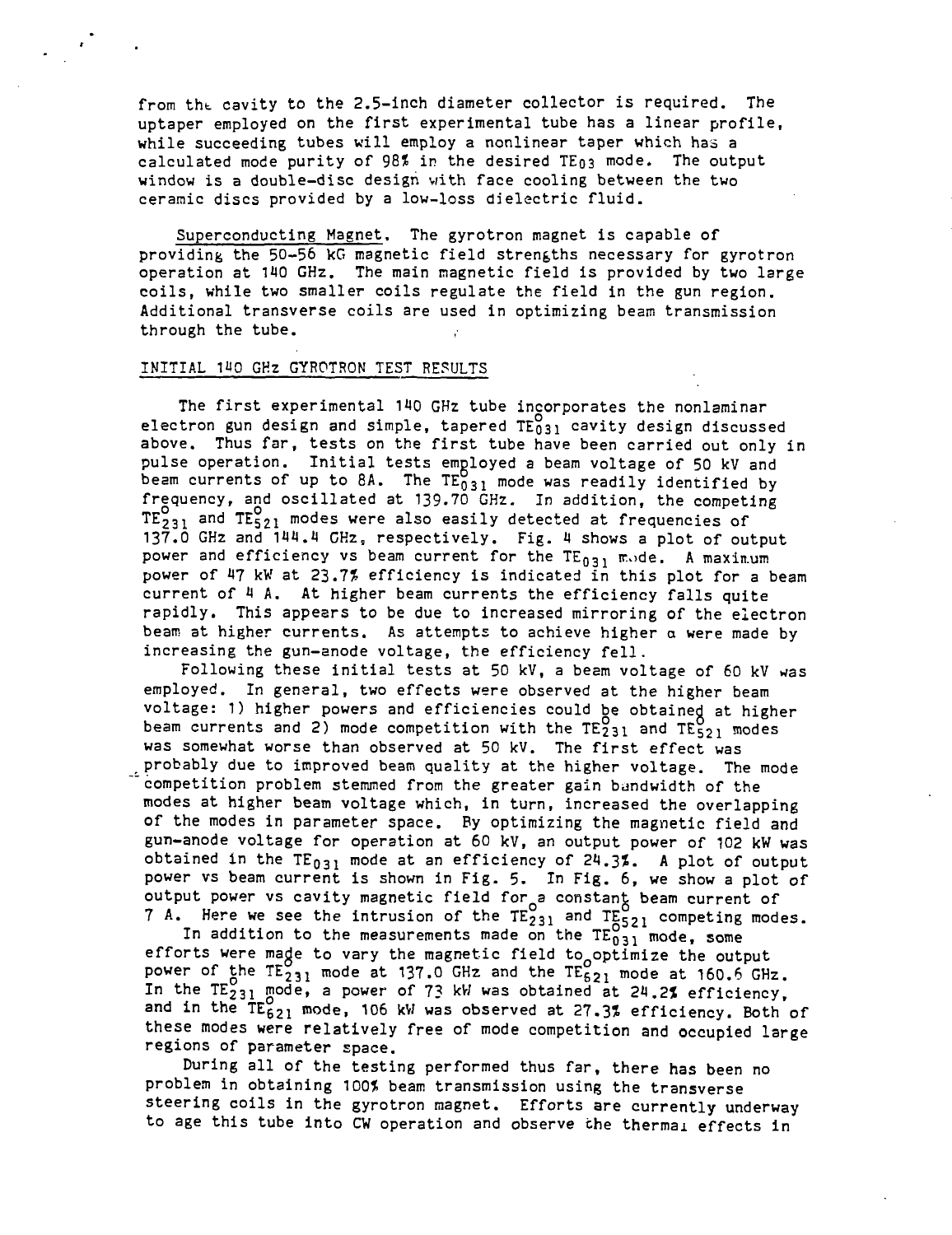from the cavity to the 2.5-inch diameter collector is required. The uptaper employed on the first experimental tube has a linear profile, while succeeding tubes will employ a nonlinear taper which has a calculated mode purity of 98% in the desired $TE_{03}$ mode. The output window is a double-disc design with face cooling between the two ceramic discs provided by a low-loss dielectric fluid.

Superconducting Magnet. The gyrotron magnet is capable of providing the 50-56 kG magnetic field strengths necessary for gyrotron operation at 140 GHz. The main magnetic field is provided by two large coils, while two smaller coils regulate the field in the gun region. Additional transverse coils are used in optimizing beam transmission through the tube.

## INITIAL 140 GHz GYROTRON TEST RESULTS

The first experimental 140 GHz tube incorporates the nonlaminar electron gun design and simple, tapered $TE^{o}_{031}$ cavity design discussed above. Thus far, tests on the first tube have been carried out only in pulse operation. Initial tests employed a beam voltage of 50 kV and beam currents of up to 8A. The $TE^{o}_{031}$ mode was readily identified by frequency, and oscillated at 139.70 GHz. In addition, the competing $TE^{o}_{231}$ and $TE^{o}_{521}$ modes were also easily detected at frequencies of 137.0 GHz and 144.4 GHz, respectively. Fig. 4 shows a plot of output power and efficiency vs beam current for the $TE_{031}$ mode. A maximum power of 47 kW at 23.7% efficiency is indicated in this plot for a beam current of 4 A. At higher beam currents the efficiency falls quite rapidly. This appears to be due to increased mirroring of the electron beam at higher currents. As attempts to achieve higher $\alpha$ were made by increasing the gun-anode voltage, the efficiency fell.

Following these initial tests at 50 kV, a beam voltage of 60 kV was employed. In general, two effects were observed at the higher beam voltage: 1) higher powers and efficiencies could be obtained at higher beam currents and 2) mode competition with the $TE^{o}_{231}$ and $TE^{o}_{521}$ modes was somewhat worse than observed at 50 kV. The first effect was probably due to improved beam quality at the higher voltage. The mode competition problem stemmed from the greater gain bandwidth of the modes at higher beam voltage which, in turn, increased the overlapping of the modes in parameter space. By optimizing the magnetic field and gun-anode voltage for operation at 60 kV, an output power of 102 kW was obtained in the $TE_{031}$ mode at an efficiency of 24.3%. A plot of output power vs beam current is shown in Fig. 5. In Fig. 6, we show a plot of output power vs cavity magnetic field for a constant beam current of 7 A. Here we see the intrusion of the $TE^{o}_{231}$ and $TE^{o}_{521}$ competing modes.

In addition to the measurements made on the $TE^{o}_{031}$ mode, some efforts were made to vary the magnetic field to optimize the output power of the $TE^{o}_{231}$ mode at 137.0 GHz and the $TE^{o}_{621}$ mode at 160.6 GHz. In the $TE^{o}_{231}$ mode, a power of 73 kW was obtained at 24.2% efficiency, and in the $TE^{o}_{621}$ mode, 106 kW was observed at 27.3% efficiency. Both of these modes were relatively free of mode competition and occupied large regions of parameter space.

During all of the testing performed thus far, there has been no problem in obtaining 100% beam transmission using the transverse steering coils in the gyrotron magnet. Efforts are currently underway to age this tube into CW operation and observe the thermal effects in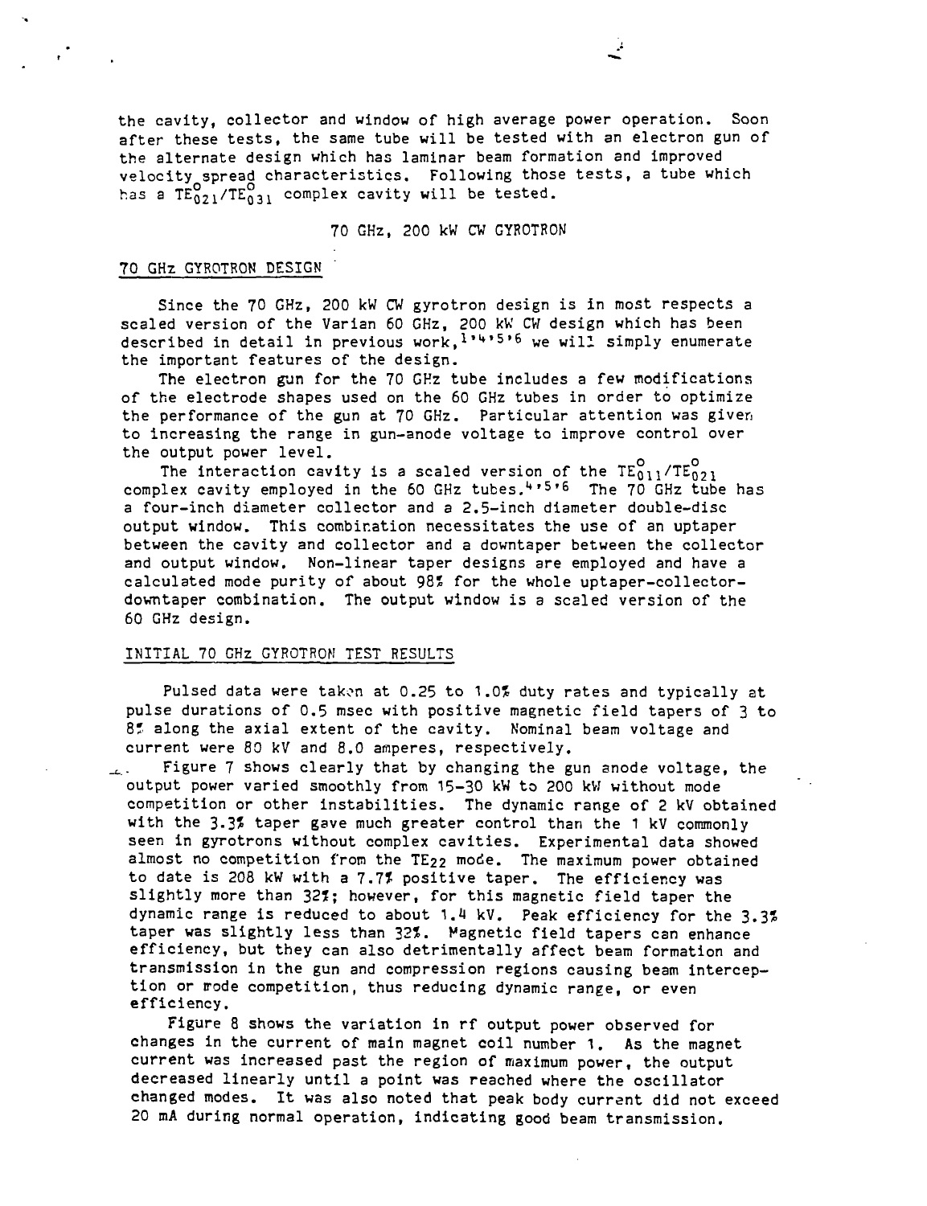the cavity, collector and window of high average power operation. Soon after these tests, the same tube will be tested with an electron gun of the alternate design which has laminar beam formation and improved velocity spread characteristics. Following those tests, a tube which has a $TE^{o}_{021}/TE^{o}_{031}$ complex cavity will be tested.

## 70 GHz, 200 kW CW GYROTRON

### 70 GHz GYROTRON DESIGN

Since the 70 GHz, 200 kW CW gyrotron design is in most respects a scaled version of the Varian 60 GHz, 200 kW CW design which has been described in detail in previous work,[1,4,5,6] we will simply enumerate the important features of the design.

The electron gun for the 70 GHz tube includes a few modifications of the electrode shapes used on the 60 GHz tubes in order to optimize the performance of the gun at 70 GHz. Particular attention was given to increasing the range in gun-anode voltage to improve control over the output power level.

The interaction cavity is a scaled version of the $TE^{o}_{011}/TE^{o}_{021}$ complex cavity employed in the 60 GHz tubes.[4,5,6] The 70 GHz tube has a four-inch diameter collector and a 2.5-inch diameter double-disc output window. This combination necessitates the use of an uptaper between the cavity and collector and a downtaper between the collector and output window. Non-linear taper designs are employed and have a calculated mode purity of about 98% for the whole uptaper-collector-downtaper combination. The output window is a scaled version of the 60 GHz design.

### INITIAL 70 GHz GYROTRON TEST RESULTS

Pulsed data were taken at 0.25 to 1.0% duty rates and typically at pulse durations of 0.5 msec with positive magnetic field tapers of 3 to 8% along the axial extent of the cavity. Nominal beam voltage and current were 80 kV and 8.0 amperes, respectively.

Figure 7 shows clearly that by changing the gun anode voltage, the output power varied smoothly from 15-30 kW to 200 kW without mode competition or other instabilities. The dynamic range of 2 kV obtained with the 3.3% taper gave much greater control than the 1 kV commonly seen in gyrotrons without complex cavities. Experimental data showed almost no competition from the $TE_{22}$ mode. The maximum power obtained to date is 208 kW with a 7.7% positive taper. The efficiency was slightly more than 32%; however, for this magnetic field taper the dynamic range is reduced to about 1.4 kV. Peak efficiency for the 3.3% taper was slightly less than 32%. Magnetic field tapers can enhance efficiency, but they can also detrimentally affect beam formation and transmission in the gun and compression regions causing beam interception or mode competition, thus reducing dynamic range, or even efficiency.

Figure 8 shows the variation in rf output power observed for changes in the current of main magnet coil number 1. As the magnet current was increased past the region of maximum power, the output decreased linearly until a point was reached where the oscillator changed modes. It was also noted that peak body current did not exceed 20 mA during normal operation, indicating good beam transmission.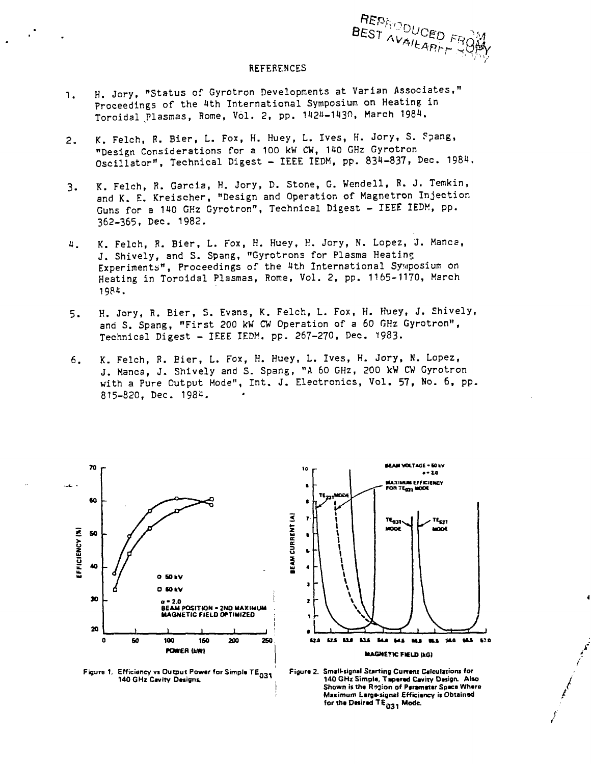## REFERENCES

1. H. Jory, "Status of Gyrotron Developments at Varian Associates," Proceedings of the 4th International Symposium on Heating in Toroidal Plasmas, Rome, Vol. 2, pp. 1424-1430, March 1984.

2. K. Felch, R. Bier, L. Fox, H. Huey, L. Ives, H. Jory, S. Spang, "Design Considerations for a 100 kW CW, 140 GHz Gyrotron Oscillator", Technical Digest - IEEE IEDM, pp. 834-837, Dec. 1984.

3. K. Felch, R. Garcia, H. Jory, D. Stone, G. Wendell, R. J. Temkin, and K. E. Kreischer, "Design and Operation of Magnetron Injection Guns for a 140 GHz Gyrotron", Technical Digest - IEEE IEDM, pp. 362-365, Dec. 1982.

4. K. Felch, R. Bier, L. Fox, H. Huey, H. Jory, N. Lopez, J. Manca, J. Shively, and S. Spang, "Gyrotrons for Plasma Heating Experiments", Proceedings of the 4th International Symposium on Heating in Toroidal Plasmas, Rome, Vol. 2, pp. 1165-1170, March 1984.

5. H. Jory, R. Bier, S. Evans, K. Felch, L. Fox, H. Huey, J. Shively, and S. Spang, "First 200 kW CW Operation of a 60 GHz Gyrotron", Technical Digest - IEEE IEDM. pp. 267-270, Dec. 1983.

6. K. Felch, R. Bier, L. Fox, H. Huey, L. Ives, H. Jory, N. Lopez, J. Manca, J. Shively and S. Spang, "A 60 GHz, 200 kW CW Gyrotron with a Pure Output Mode", Int. J. Electronics, Vol. 57, No. 6, pp. 815-820, Dec. 1984.

Figure 1. Efficiency vs Output Power for Simple $TE_{031}$ 140 GHz Cavity Designs.

Figure 2. Small-signal Starting Current Calculations for 140 GHz Simple, Tapered Cavity Design. Also Shown is the Region of Parameter Space Where Maximum Large-signal Efficiency is Obtained for the Desired $TE_{031}$ Mode.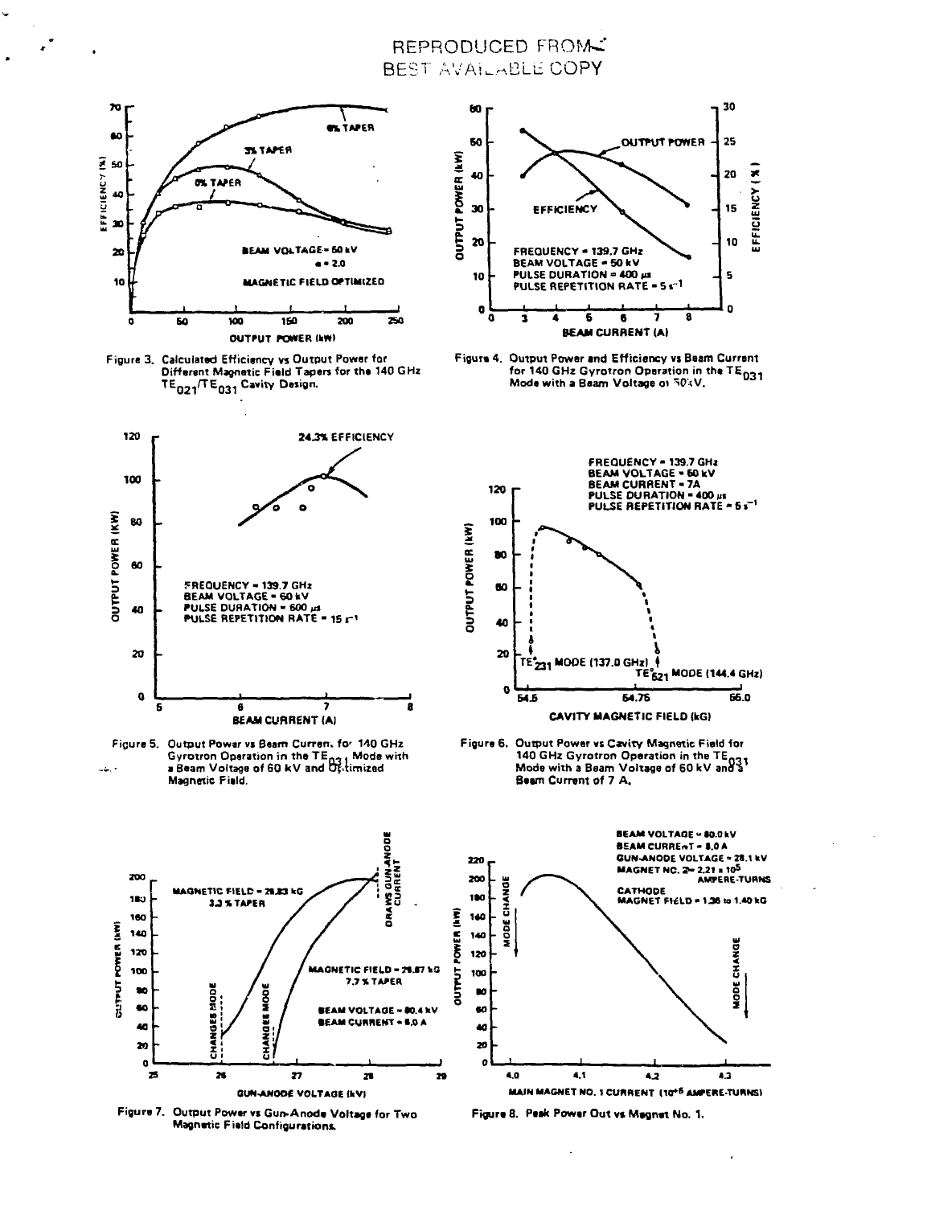REPRODUCED FROM BEST AVAILABLE COPY

EFFICIENCY (%)

6% TAPER

3% TAPER

0% TAPER

BEAM VOLTAGE = 60 kV

α = 2.0

MAGNETIC FIELD OPTIMIZED

OUTPUT POWER (kW)

Figure 3. Calculated Efficiency vs Output Power for Different Magnetic Field Tapers for the 140 GHz $TE_{021}/TE_{031}$ Cavity Design.

OUTPUT POWER (kW)

EFFICIENCY (%)

OUTPUT POWER

EFFICIENCY

FREQUENCY = 139.7 GHz
BEAM VOLTAGE = 50 kV
PULSE DURATION = 400 μs
PULSE REPETITION RATE = 5 s⁻¹

BEAM CURRENT (A)

Figure 4. Output Power and Efficiency vs Beam Current for 140 GHz Gyrotron Operation in the $TE_{031}$ Mode with a Beam Voltage of 50 kV.

24.3% EFFICIENCY

OUTPUT POWER (KW)

FREQUENCY = 139.7 GHz
BEAM VOLTAGE = 60 kV
PULSE DURATION = 600 μs
PULSE REPETITION RATE = 15 s⁻¹

BEAM CURRENT (A)

Figure 5. Output Power vs Beam Current for 140 GHz Gyrotron Operation in the $TE_{031}$ Mode with a Beam Voltage of 60 kV and Optimized Magnetic Field.

FREQUENCY = 139.7 GHz
BEAM VOLTAGE = 60 kV
BEAM CURRENT = 7A
PULSE DURATION = 400 μs
PULSE REPETITION RATE = 5 s⁻¹

OUTPUT POWER (kW)

$TE^{\circ}_{231}$ MODE (137.0 GHz)

$TE^{\circ}_{521}$ MODE (144.4 GHz)

CAVITY MAGNETIC FIELD (kG)

Figure 6. Output Power vs Cavity Magnetic Field for 140 GHz Gyrotron Operation in the $TE_{031}$ Mode with a Beam Voltage of 60 kV and a Beam Current of 7 A.

MAGNETIC FIELD = 28.83 kG
3.3 % TAPER

DRAWS GUN-ANODE CURRENT

CHANGES MODE

CHANGES MODE

MAGNETIC FIELD = 28.87 kG
7.7 % TAPER

BEAM VOLTAGE = 80.4 kV
BEAM CURRENT = 8.0 A

OUTPUT POWER (kW)

GUN-ANODE VOLTAGE (kV)

Figure 7. Output Power vs Gun-Anode Voltage for Two Magnetic Field Configurations.

BEAM VOLTAGE = 80.0 kV
BEAM CURRENT = 8.0 A
GUN-ANODE VOLTAGE = 28.1 kV
MAGNET NO. 2 = 2.21 x 10⁵ AMPERE-TURNS
CATHODE MAGNET FIELD = 1.36 to 1.40 kG

MODE CHANGE

MODE CHANGE

OUTPUT POWER (kW)

MAIN MAGNET NO. 1 CURRENT (10⁺⁵ AMPERE-TURNS)

Figure 8. Peak Power Out vs Magnet No. 1.